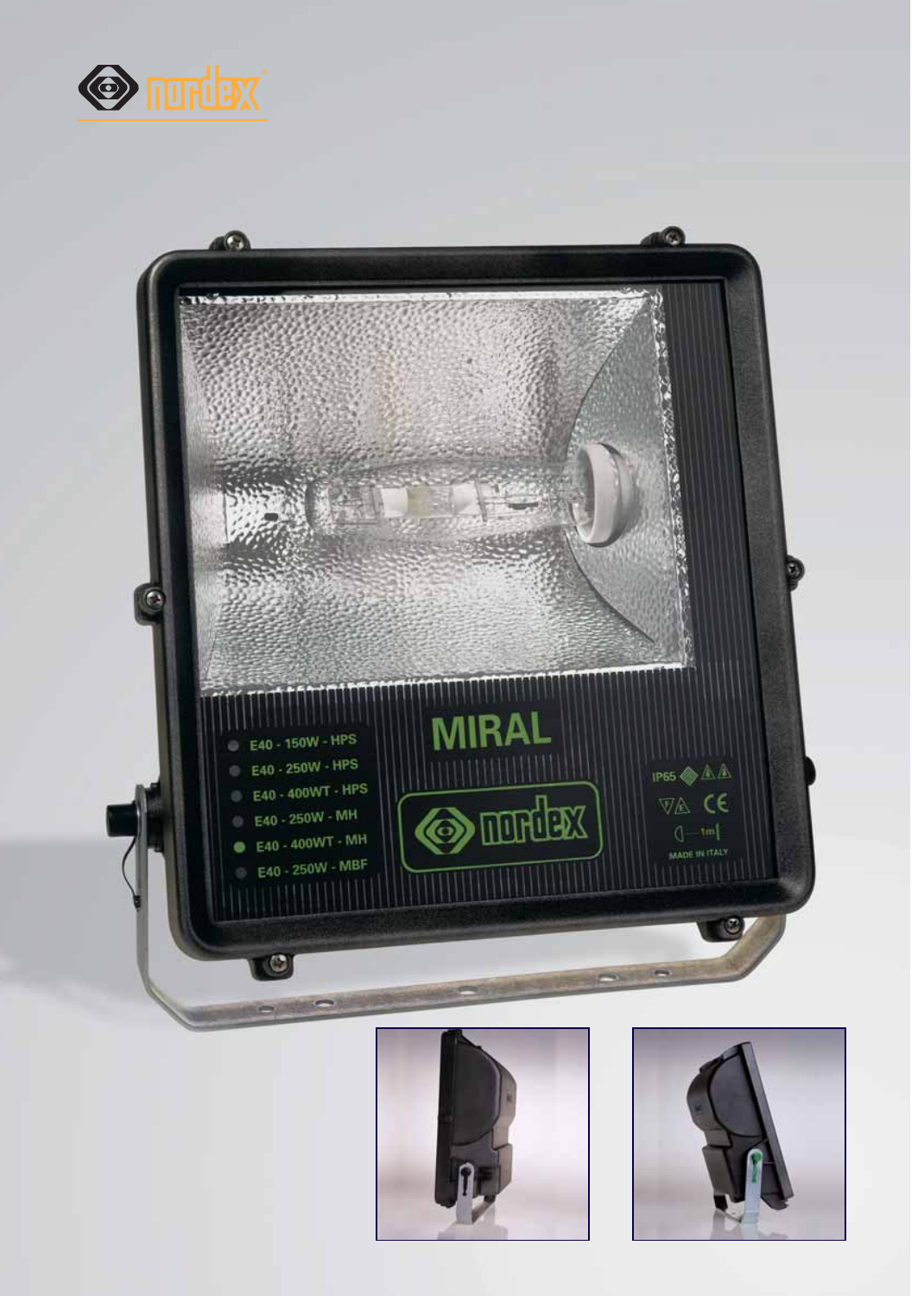nordex

MIRAL

E40 - 150W - HPS
E40 - 250W - HPS
E40 - 400WT - HPS
E40 - 250W - MH
E40 - 400WT - MH
E40 - 250W - MBF

nordex

IP65

CE

1m

MADE IN ITALY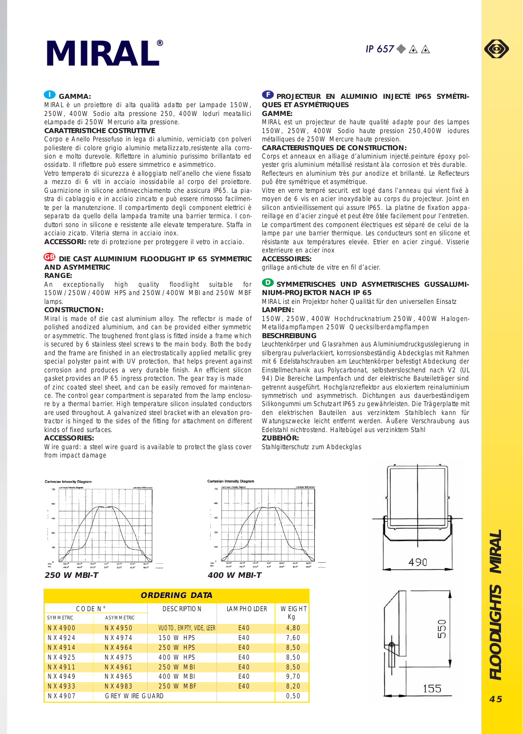# MIRAL®

IP 657

### I GAMMA:

MIRAL è un proiettore di alta qualità adatto per Lampade 150W, 250W, 400W Sodio alta pressione 250, 400W Ioduri meatallici eLampade di 250W Mercurio alta pressione.

**CARATTERISTICHE COSTRUTTIVE**

Corpo e Anello Pressofuso in lega di aluminio, verniciato con polveri poliestere di colore grigio aluminio metallizzato,resistente alla corrosion e molto durevole. Riflettore in aluminio purissimo brillantato ed ossidato. Il riflettore può essere simmetrico e asimmetrico.

Vetro temperato di sicurezza è alloggiato nell'anello che viene fissato a mezzo di 6 viti in acciaio inossidabile al corpo del proiettore. Guarnizione in silicone antinvecchiamento che assicura IP65. La piastra di cablaggio e in acciaio zincato e può essere rimosso facilmente per la manutenzione. Il compartimento degli component elettrici è separato da quello della lampada tramite una barrier termica. I conduttori sono in silicone e resistente alle elevate temperature. Staffa in acciaio zicato. Viteria sterna in acciaio inox.

**ACCESSORI:** rete di protezione per proteggere il vetro in acciaio.

### GB DIE CAST ALUMINIUM FLOODLIGHT IP 65 SYMMETRIC AND ASYMMETRIC

**RANGE:**

An exceptionally high quality floodlight suitable for 150W/250W/400W HPS and 250W/400W MBI and 250W MBF lamps.

**CONSTRUCTION:**

Miral is made of die cast aluminium alloy. The reflector is made of polished anodized aluminium, and can be provided either symmetric or asymmetric. The toughened front glass is fitted inside a frame which is secured by 6 stainless steel screws to the main body. Both the body and the frame are finished in an electrostatically applied metallic grey special polyster paint with UV protection, that helps prevent against corrosion and produces a very durable finish. An efficient silicon gasket provides an IP 65 ingress protection. The gear tray is made of zinc coated steel sheet, and can be easily removed for maintenance. The control gear compartment is separated from the lamp enclosure by a thermal barrier. High temperature silicon insulated conductors are used throughout. A galvanized steel bracket with an elevation protractor is hinged to the sides of the fitting for attachment on different kinds of fixed surfaces.

**ACCESSORIES:**

Wire guard: a steel wire guard is available to protect the glass cover from impact damage

### F PROJECTEUR EN ALUMINIO INJECTÉ IP65 SYMÉTRIQUES ET ASYMÉTRIQUES

**GAMME:**

MIRAL est un projecteur de haute qualité adapte pour des Lampes 150W, 250W, 400W Sodio haute pression 250,400W iodures métalliques de 250W Mercure haute pression.

**CARACTEERISTIQUES DE CONSTRUCTION:**

Corps et anneaux en alliage d'aluminium injecté.peinture époxy polyester gris aluminium métallisé resistant àla corrosion et très durable. Reflecteurs en aluminium très pur anodize et brillanté. Le Reflecteurs puô être symétrique et asymétrique.

Vitre en verre trempé securit. est logé dans l'anneau qui vient fixé à moyen de 6 vis en acier inoxydable au corps du projecteur. Joint en silicon antivieillissement qui assure IP65. La platine de fixation appareillage en d'acier zingué et peut être ôtée facilement pour l'entretien. Le compartiment des component électriques est séparé de celui de la lampe par une barrier thermique. Les conducteurs sont en silicone et résistante aux températures elevée. Etrier en acier zingué. Visserie exterrieure en acier inox

**ACCESSOIRES:**

grillage anti-chute de vitre en fil d'acier.

### D SYMMETRISCHES UND ASYMETRISCHES GUSSALUMINIUM-PROJEKTOR NACH IP 65

MIRAL ist ein Projektor hoher Qualität für den universellen Einsatz

**LAMPEN:**

150W, 250W, 400W Hochdrucknatrium 250W, 400W Halogen-Metalldampflampen 250W Quecksilberdampflampen

**BESCHREIBUNG**

Leuchtenkörper und Glasrahmen aus Aluminiumdruckgusslegierung in silbergrau pulverlackiert, korrosionsbeständig Abdeckglas mit Rahmen mit 6 Edelstahschrauben am Leuchtenkörper befestigt Abdeckung der Einstellmechanik aus Polycarbonat, selbstversloschend nach V2 (UL 94) Die Bereiche Lampenfach und der elektrische Bauteileträger sind getrennt ausgeführt. Hochglanzreflektor aus eloxiertem reinaluminium symmetrisch und asymmetrisch. Dichtungen aus dauerbeständigem Silikongummi um Schutzart IP65 zu gewährleisten. Die Trägerplatte mit den elektrischen Bauteilen aus verzinktem Stahlblech kann für Watungszwecke leicht entfernt werden. Äußere Verschraubung aus Edelstahl nichtrostend. Haltebügel aus verzinktem Stahl

**ZUBEHÖR:**

Stahlgitterschutz zum Abdeckglas

Cartesian Intensity Diagram

**250 W MBI-T**

Cartesian Intensity Diagram

**400 W MBI-T**

490

550

155

## ORDERING DATA

| CODE N° | | DESCRIPTION | LAMPHOLDER | WEIGHT Kg |
|---|---|---|---|---|
| SYMMETRIC | ASYMMETRIC | | | |
| NX4900 | NX4950 | VUOTO, EMPTY, VIDE, LEER | E40 | 4,80 |
| NX4924 | NX4974 | 150 W HPS | E40 | 7,60 |
| NX4914 | NX4964 | 250 W HPS | E40 | 8,50 |
| NX4925 | NX4975 | 400 W HPS | E40 | 8,50 |
| NX4911 | NX4961 | 250 W MBI | E40 | 8,50 |
| NX4949 | NX4965 | 400 W MBI | E40 | 9,70 |
| NX4933 | NX4983 | 250 W MBF | E40 | 8,20 |
| NX4907 | GREY WIRE GUARD | | | 0,50 |

FLOODLIGHTS MIRAL